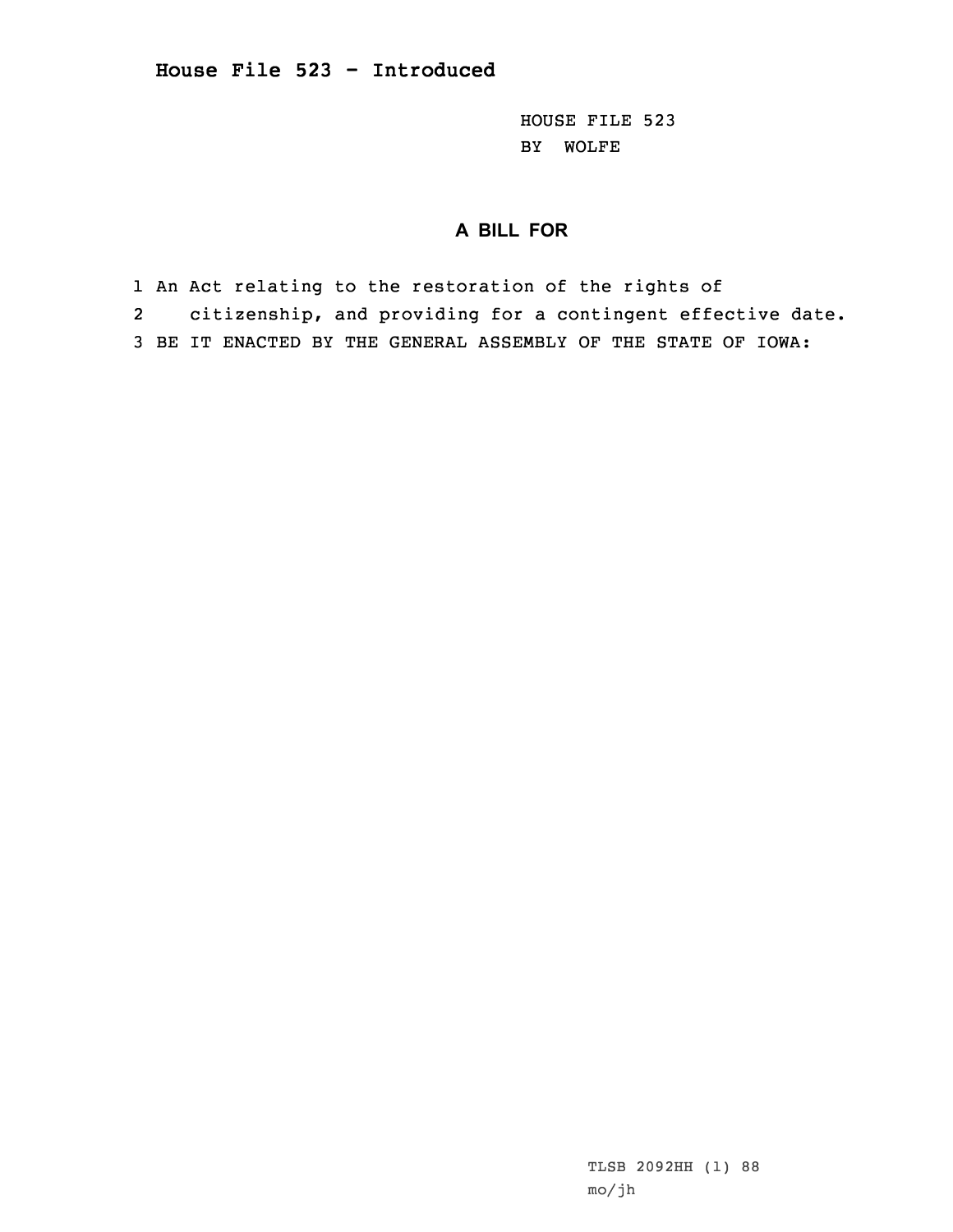# House File 523 - Introduced

HOUSE FILE 523
BY WOLFE

## A BILL FOR

1 An Act relating to the restoration of the rights of
2 citizenship, and providing for a contingent effective date.
3 BE IT ENACTED BY THE GENERAL ASSEMBLY OF THE STATE OF IOWA:

TLSB 2092HH (1) 88
mo/jh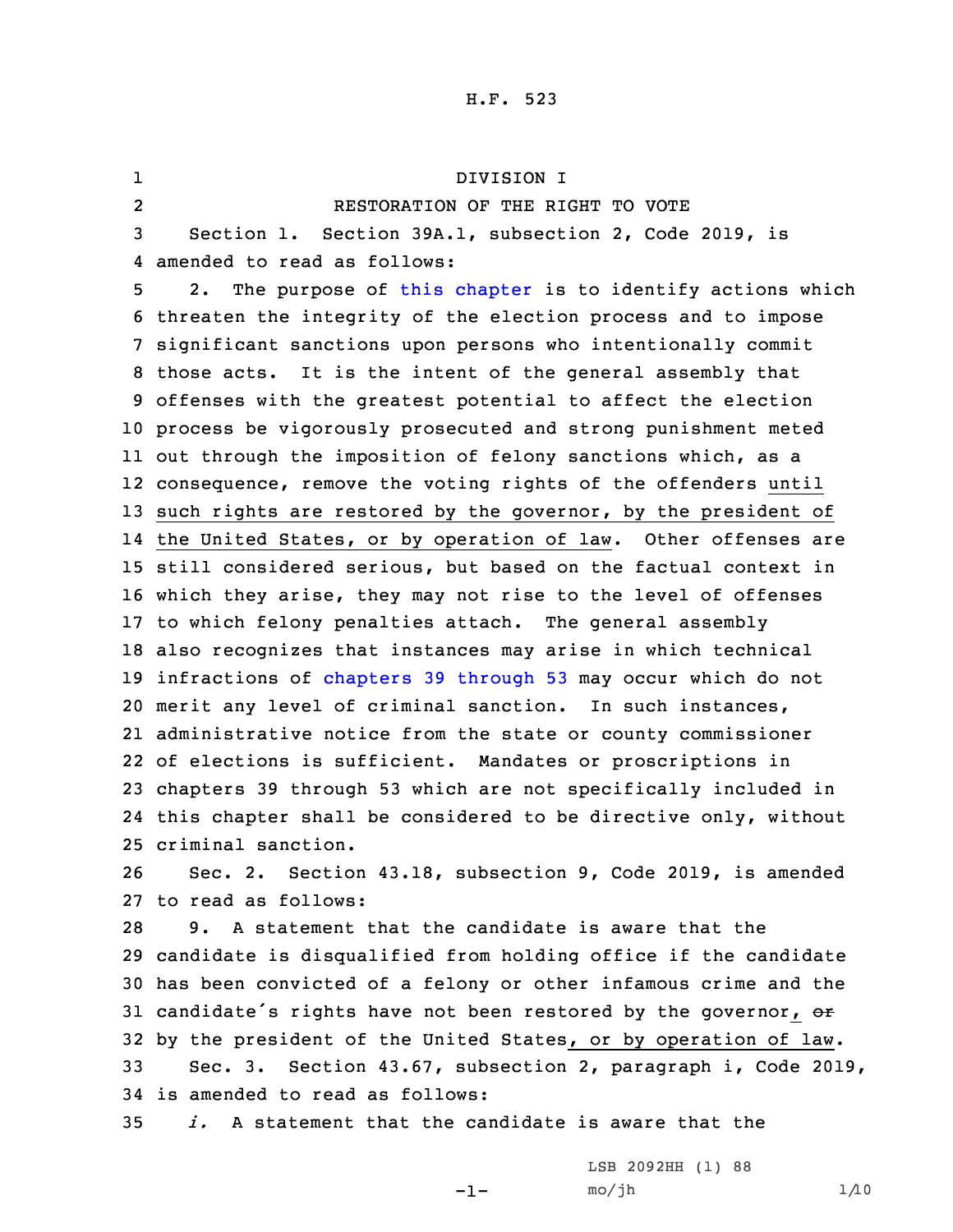H.F. 523

DIVISION I

RESTORATION OF THE RIGHT TO VOTE

Section 1. Section 39A.1, subsection 2, Code 2019, is amended to read as follows:

2. The purpose of this chapter is to identify actions which threaten the integrity of the election process and to impose significant sanctions upon persons who intentionally commit those acts. It is the intent of the general assembly that offenses with the greatest potential to affect the election process be vigorously prosecuted and strong punishment meted out through the imposition of felony sanctions which, as a consequence, remove the voting rights of the offenders until such rights are restored by the governor, by the president of the United States, or by operation of law. Other offenses are still considered serious, but based on the factual context in which they arise, they may not rise to the level of offenses to which felony penalties attach. The general assembly also recognizes that instances may arise in which technical infractions of chapters 39 through 53 may occur which do not merit any level of criminal sanction. In such instances, administrative notice from the state or county commissioner of elections is sufficient. Mandates or proscriptions in chapters 39 through 53 which are not specifically included in this chapter shall be considered to be directive only, without criminal sanction.

Sec. 2. Section 43.18, subsection 9, Code 2019, is amended to read as follows:

9. A statement that the candidate is aware that the candidate is disqualified from holding office if the candidate has been convicted of a felony or other infamous crime and the candidate's rights have not been restored by the governor, ~~or~~ by the president of the United States, or by operation of law.

Sec. 3. Section 43.67, subsection 2, paragraph i, Code 2019, is amended to read as follows:

*i.* A statement that the candidate is aware that the

LSB 2092HH (1) 88
mo/jh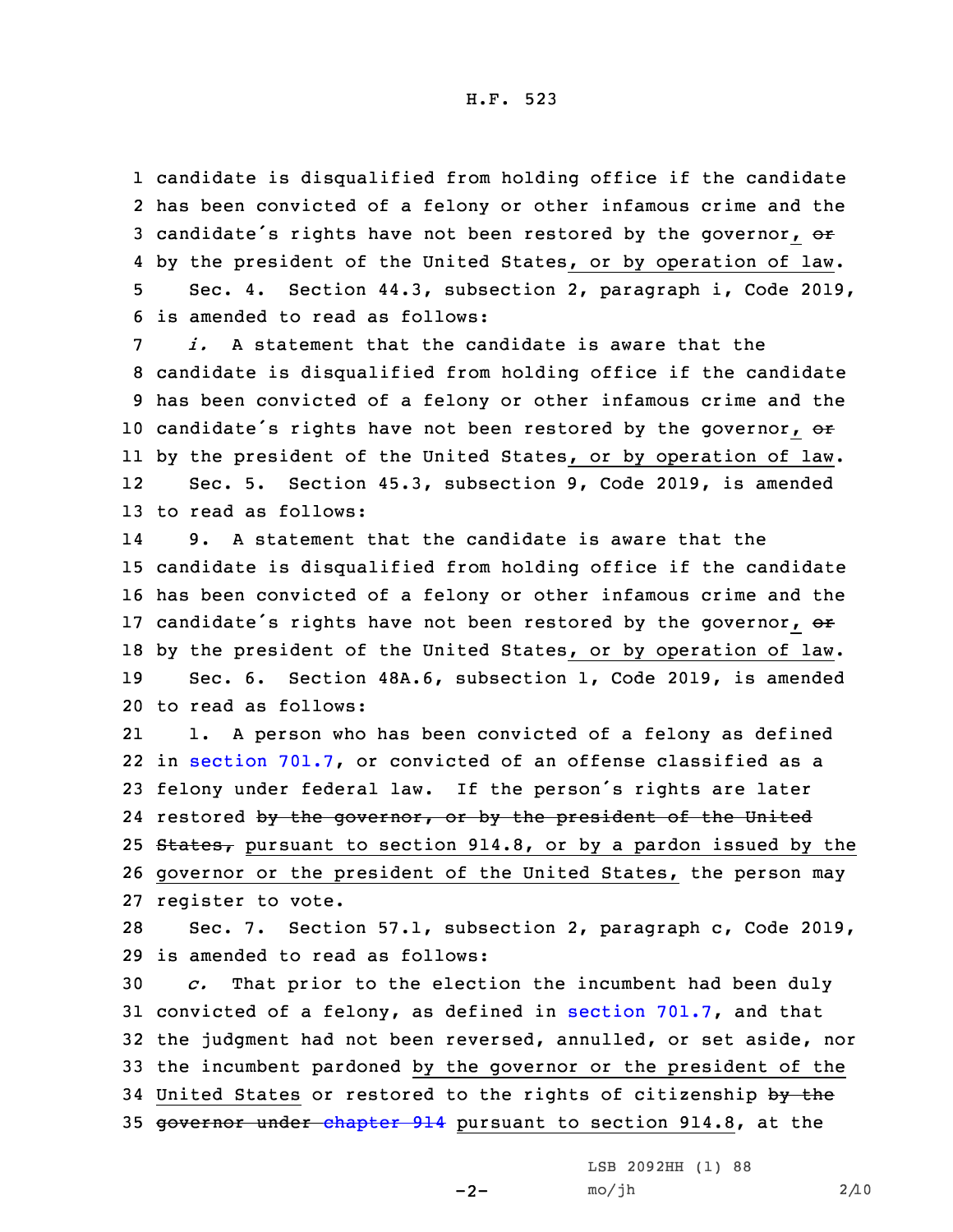candidate is disqualified from holding office if the candidate has been convicted of a felony or other infamous crime and the candidate's rights have not been restored by the governor, ~~or~~ by the president of the United States, or by operation of law.

Sec. 4. Section 44.3, subsection 2, paragraph i, Code 2019, is amended to read as follows:

*i.* A statement that the candidate is aware that the candidate is disqualified from holding office if the candidate has been convicted of a felony or other infamous crime and the candidate's rights have not been restored by the governor, ~~or~~ by the president of the United States, or by operation of law.

Sec. 5. Section 45.3, subsection 9, Code 2019, is amended to read as follows:

9. A statement that the candidate is aware that the candidate is disqualified from holding office if the candidate has been convicted of a felony or other infamous crime and the candidate's rights have not been restored by the governor, ~~or~~ by the president of the United States, or by operation of law.

Sec. 6. Section 48A.6, subsection 1, Code 2019, is amended to read as follows:

1. A person who has been convicted of a felony as defined in section 701.7, or convicted of an offense classified as a felony under federal law. If the person's rights are later restored ~~by the governor, or by the president of the United States,~~ pursuant to section 914.8, or by a pardon issued by the governor or the president of the United States, the person may register to vote.

Sec. 7. Section 57.1, subsection 2, paragraph c, Code 2019, is amended to read as follows:

*c.* That prior to the election the incumbent had been duly convicted of a felony, as defined in section 701.7, and that the judgment had not been reversed, annulled, or set aside, nor the incumbent pardoned by the governor or the president of the United States or restored to the rights of citizenship ~~by the governor under chapter 914~~ pursuant to section 914.8, at the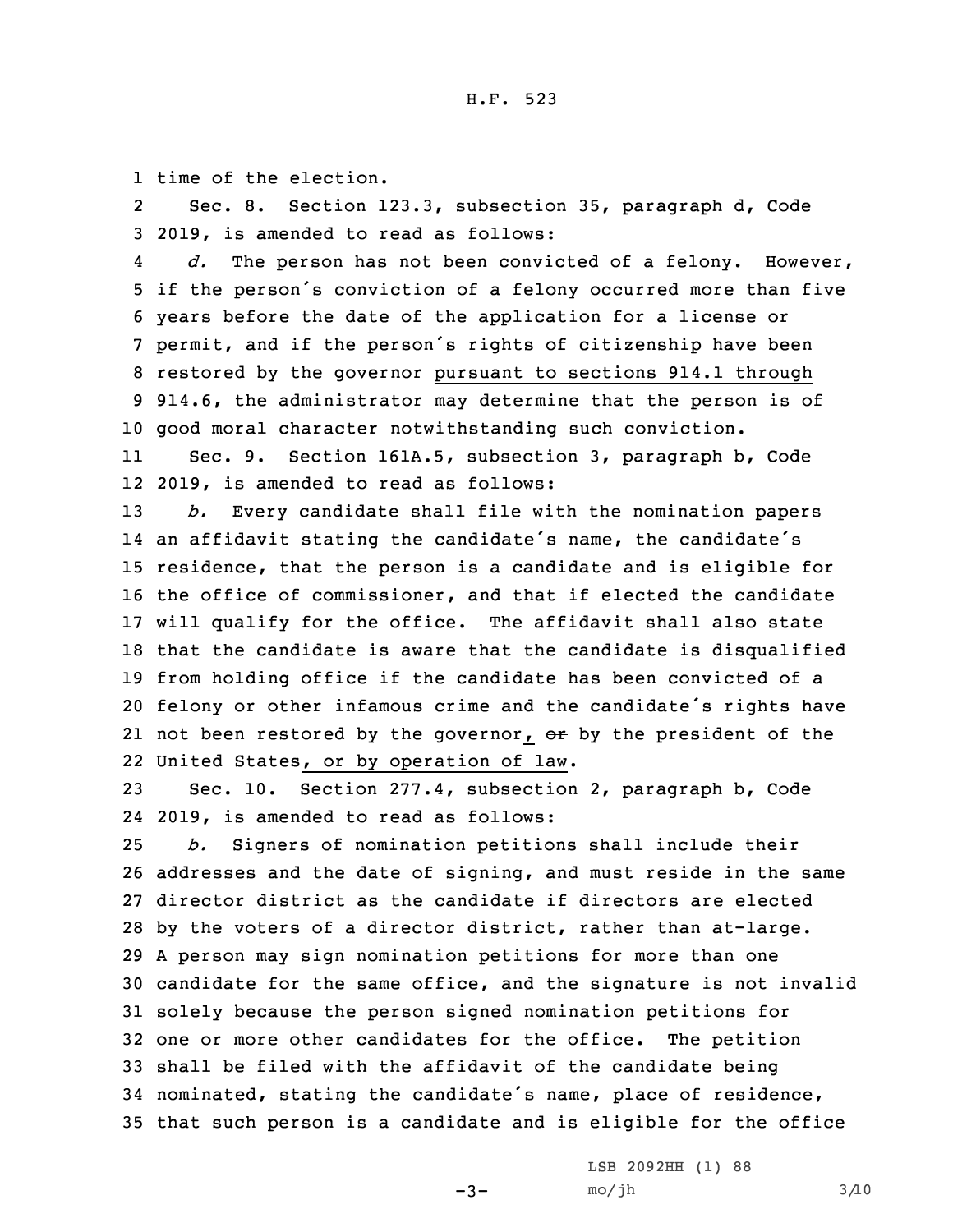time of the election.

Sec. 8. Section 123.3, subsection 35, paragraph d, Code 2019, is amended to read as follows:

*d.* The person has not been convicted of a felony. However, if the person's conviction of a felony occurred more than five years before the date of the application for a license or permit, and if the person's rights of citizenship have been restored by the governor pursuant to sections 914.1 through 914.6, the administrator may determine that the person is of good moral character notwithstanding such conviction.

Sec. 9. Section 161A.5, subsection 3, paragraph b, Code 2019, is amended to read as follows:

*b.* Every candidate shall file with the nomination papers an affidavit stating the candidate's name, the candidate's residence, that the person is a candidate and is eligible for the office of commissioner, and that if elected the candidate will qualify for the office. The affidavit shall also state that the candidate is aware that the candidate is disqualified from holding office if the candidate has been convicted of a felony or other infamous crime and the candidate's rights have not been restored by the governor, ~~or~~ by the president of the United States, or by operation of law.

Sec. 10. Section 277.4, subsection 2, paragraph b, Code 2019, is amended to read as follows:

*b.* Signers of nomination petitions shall include their addresses and the date of signing, and must reside in the same director district as the candidate if directors are elected by the voters of a director district, rather than at-large. A person may sign nomination petitions for more than one candidate for the same office, and the signature is not invalid solely because the person signed nomination petitions for one or more other candidates for the office. The petition shall be filed with the affidavit of the candidate being nominated, stating the candidate's name, place of residence, that such person is a candidate and is eligible for the office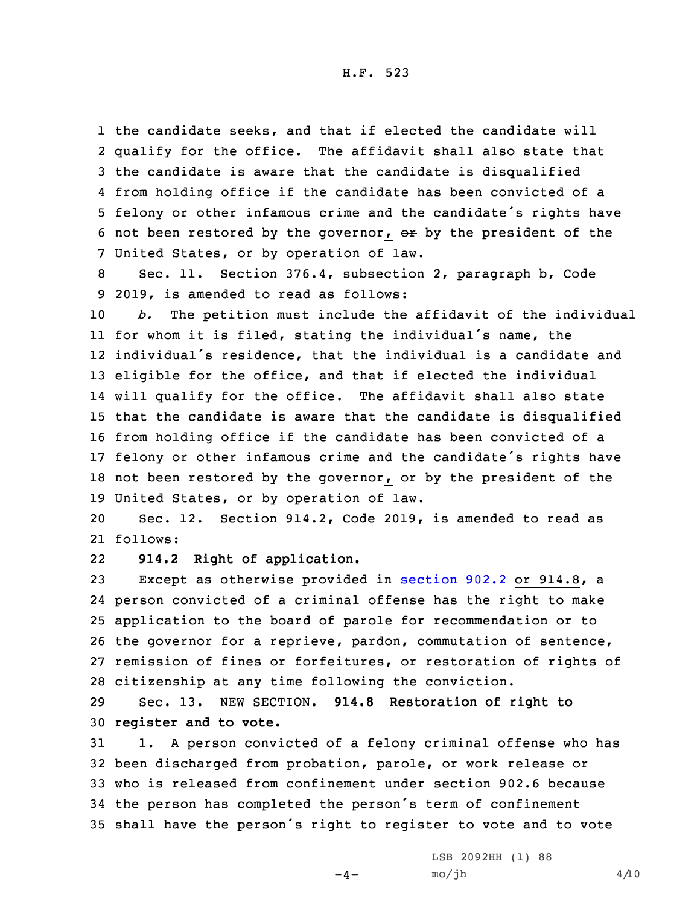the candidate seeks, and that if elected the candidate will qualify for the office. The affidavit shall also state that the candidate is aware that the candidate is disqualified from holding office if the candidate has been convicted of a felony or other infamous crime and the candidate's rights have not been restored by the governor, ~~or~~ by the president of the United States, or by operation of law.

Sec. 11. Section 376.4, subsection 2, paragraph b, Code 2019, is amended to read as follows:

*b.* The petition must include the affidavit of the individual for whom it is filed, stating the individual's name, the individual's residence, that the individual is a candidate and eligible for the office, and that if elected the individual will qualify for the office. The affidavit shall also state that the candidate is aware that the candidate is disqualified from holding office if the candidate has been convicted of a felony or other infamous crime and the candidate's rights have not been restored by the governor, ~~or~~ by the president of the United States, or by operation of law.

Sec. 12. Section 914.2, Code 2019, is amended to read as follows:

**914.2 Right of application.**

Except as otherwise provided in section 902.2 or 914.8, a person convicted of a criminal offense has the right to make application to the board of parole for recommendation or to the governor for a reprieve, pardon, commutation of sentence, remission of fines or forfeitures, or restoration of rights of citizenship at any time following the conviction.

Sec. 13. NEW SECTION. **914.8 Restoration of right to register and to vote.**

1. A person convicted of a felony criminal offense who has been discharged from probation, parole, or work release or who is released from confinement under section 902.6 because the person has completed the person's term of confinement shall have the person's right to register to vote and to vote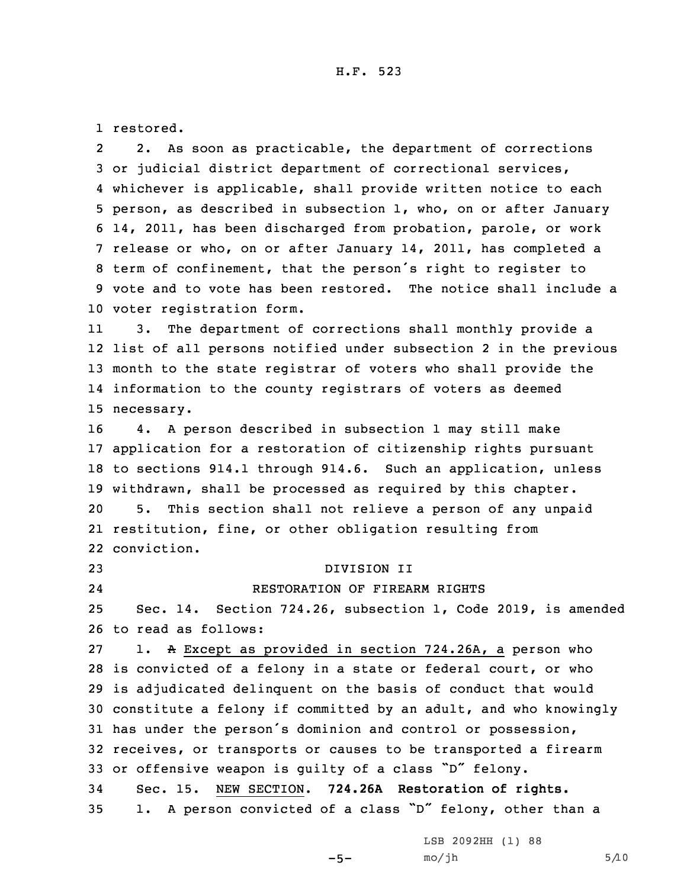restored.

2. As soon as practicable, the department of corrections or judicial district department of correctional services, whichever is applicable, shall provide written notice to each person, as described in subsection 1, who, on or after January 14, 2011, has been discharged from probation, parole, or work release or who, on or after January 14, 2011, has completed a term of confinement, that the person's right to register to vote and to vote has been restored. The notice shall include a voter registration form.

3. The department of corrections shall monthly provide a list of all persons notified under subsection 2 in the previous month to the state registrar of voters who shall provide the information to the county registrars of voters as deemed necessary.

4. A person described in subsection 1 may still make application for a restoration of citizenship rights pursuant to sections 914.1 through 914.6. Such an application, unless withdrawn, shall be processed as required by this chapter.

5. This section shall not relieve a person of any unpaid restitution, fine, or other obligation resulting from conviction.

DIVISION II

RESTORATION OF FIREARM RIGHTS

Sec. 14. Section 724.26, subsection 1, Code 2019, is amended to read as follows:

1. ~~A~~ Except as provided in section 724.26A, a person who is convicted of a felony in a state or federal court, or who is adjudicated delinquent on the basis of conduct that would constitute a felony if committed by an adult, and who knowingly has under the person's dominion and control or possession, receives, or transports or causes to be transported a firearm or offensive weapon is guilty of a class "D" felony.

Sec. 15. NEW SECTION. **724.26A Restoration of rights.**

1. A person convicted of a class "D" felony, other than a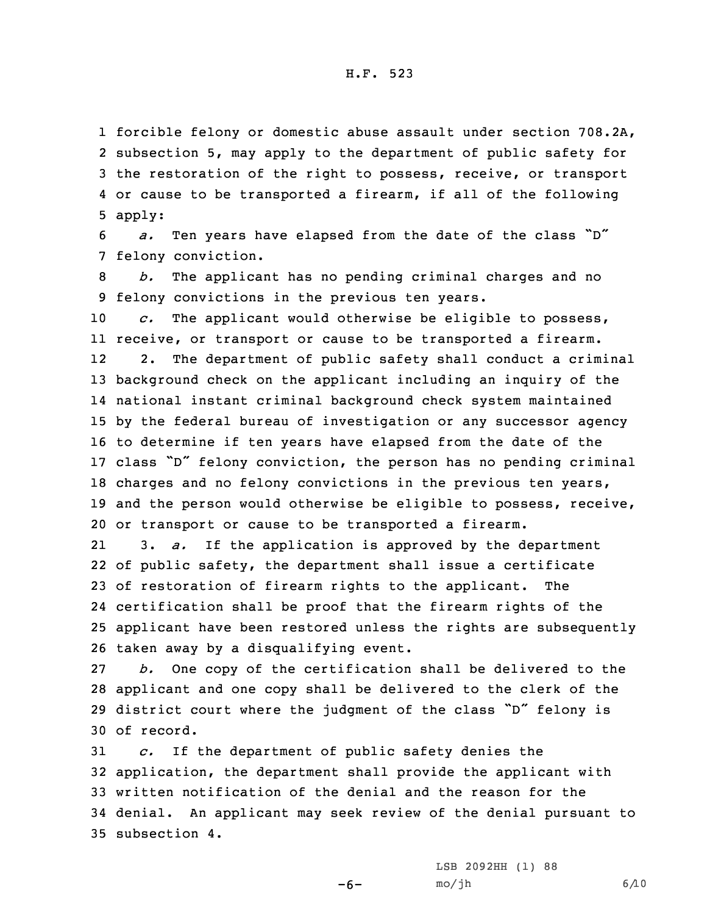forcible felony or domestic abuse assault under section 708.2A, subsection 5, may apply to the department of public safety for the restoration of the right to possess, receive, or transport or cause to be transported a firearm, if all of the following apply:

*a.* Ten years have elapsed from the date of the class "D" felony conviction.

*b.* The applicant has no pending criminal charges and no felony convictions in the previous ten years.

*c.* The applicant would otherwise be eligible to possess, receive, or transport or cause to be transported a firearm.

2. The department of public safety shall conduct a criminal background check on the applicant including an inquiry of the national instant criminal background check system maintained by the federal bureau of investigation or any successor agency to determine if ten years have elapsed from the date of the class "D" felony conviction, the person has no pending criminal charges and no felony convictions in the previous ten years, and the person would otherwise be eligible to possess, receive, or transport or cause to be transported a firearm.

3. *a.* If the application is approved by the department of public safety, the department shall issue a certificate of restoration of firearm rights to the applicant. The certification shall be proof that the firearm rights of the applicant have been restored unless the rights are subsequently taken away by a disqualifying event.

*b.* One copy of the certification shall be delivered to the applicant and one copy shall be delivered to the clerk of the district court where the judgment of the class "D" felony is of record.

*c.* If the department of public safety denies the application, the department shall provide the applicant with written notification of the denial and the reason for the denial. An applicant may seek review of the denial pursuant to subsection 4.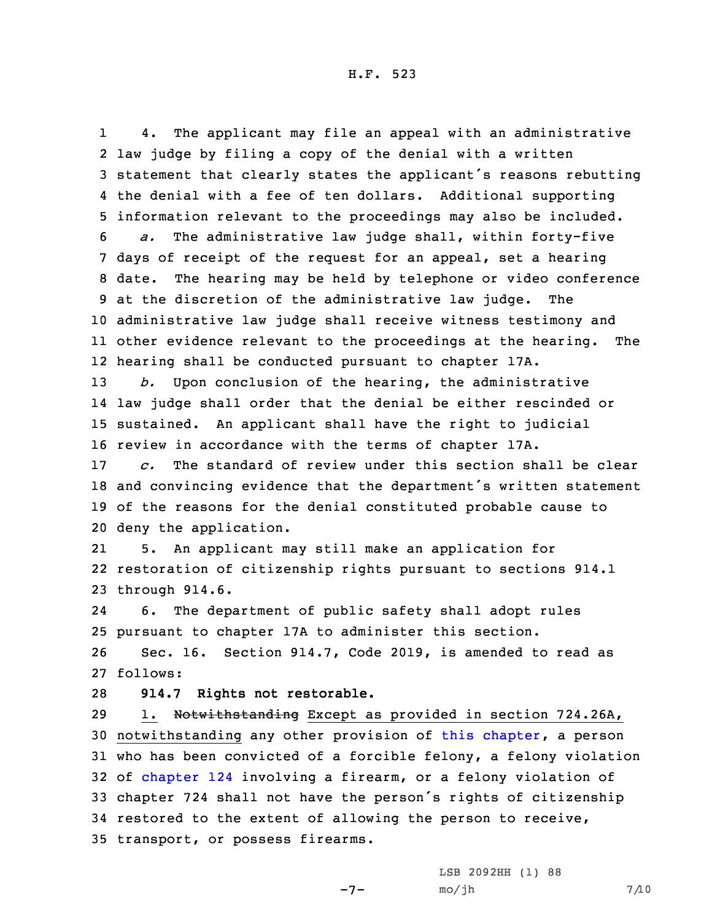4. The applicant may file an appeal with an administrative law judge by filing a copy of the denial with a written statement that clearly states the applicant's reasons rebutting the denial with a fee of ten dollars. Additional supporting information relevant to the proceedings may also be included.

*a.* The administrative law judge shall, within forty-five days of receipt of the request for an appeal, set a hearing date. The hearing may be held by telephone or video conference at the discretion of the administrative law judge. The administrative law judge shall receive witness testimony and other evidence relevant to the proceedings at the hearing. The hearing shall be conducted pursuant to chapter 17A.

*b.* Upon conclusion of the hearing, the administrative law judge shall order that the denial be either rescinded or sustained. An applicant shall have the right to judicial review in accordance with the terms of chapter 17A.

*c.* The standard of review under this section shall be clear and convincing evidence that the department's written statement of the reasons for the denial constituted probable cause to deny the application.

5. An applicant may still make an application for restoration of citizenship rights pursuant to sections 914.1 through 914.6.

6. The department of public safety shall adopt rules pursuant to chapter 17A to administer this section.

Sec. 16. Section 914.7, Code 2019, is amended to read as follows:

**914.7 Rights not restorable.**

1. ~~Notwithstanding~~ Except as provided in section 724.26A, notwithstanding any other provision of this chapter, a person who has been convicted of a forcible felony, a felony violation of chapter 124 involving a firearm, or a felony violation of chapter 724 shall not have the person's rights of citizenship restored to the extent of allowing the person to receive, transport, or possess firearms.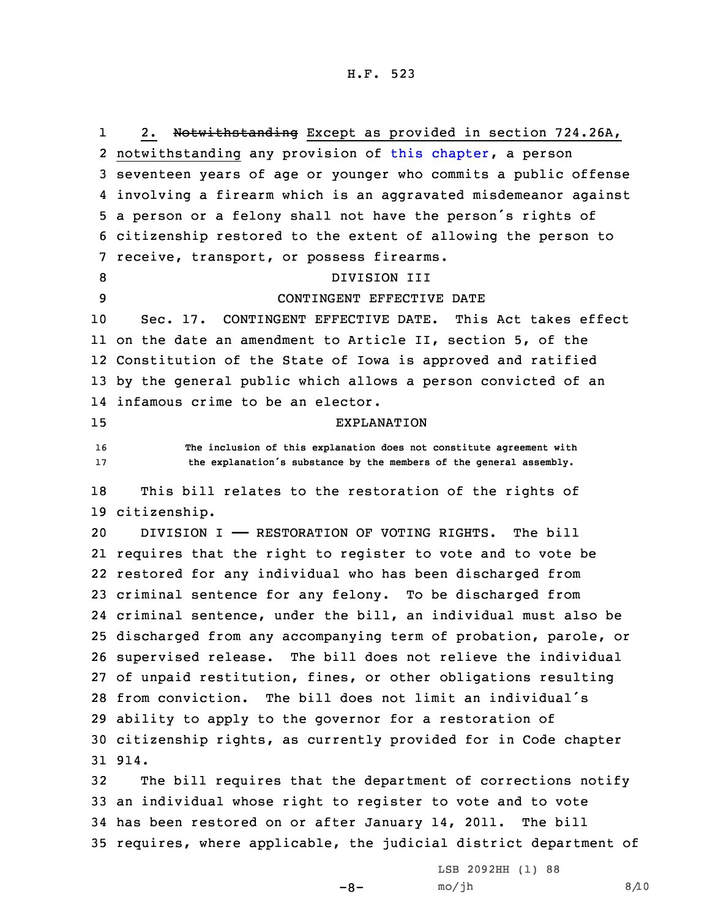2. ~~Notwithstanding~~ Except as provided in section 724.26A, notwithstanding any provision of this chapter, a person seventeen years of age or younger who commits a public offense involving a firearm which is an aggravated misdemeanor against a person or a felony shall not have the person's rights of citizenship restored to the extent of allowing the person to receive, transport, or possess firearms.

DIVISION III

CONTINGENT EFFECTIVE DATE

Sec. 17. CONTINGENT EFFECTIVE DATE. This Act takes effect on the date an amendment to Article II, section 5, of the Constitution of the State of Iowa is approved and ratified by the general public which allows a person convicted of an infamous crime to be an elector.

EXPLANATION

The inclusion of this explanation does not constitute agreement with the explanation's substance by the members of the general assembly.

This bill relates to the restoration of the rights of citizenship.

DIVISION I —— RESTORATION OF VOTING RIGHTS. The bill requires that the right to register to vote and to vote be restored for any individual who has been discharged from criminal sentence for any felony. To be discharged from criminal sentence, under the bill, an individual must also be discharged from any accompanying term of probation, parole, or supervised release. The bill does not relieve the individual of unpaid restitution, fines, or other obligations resulting from conviction. The bill does not limit an individual's ability to apply to the governor for a restoration of citizenship rights, as currently provided for in Code chapter 914.

The bill requires that the department of corrections notify an individual whose right to register to vote and to vote has been restored on or after January 14, 2011. The bill requires, where applicable, the judicial district department of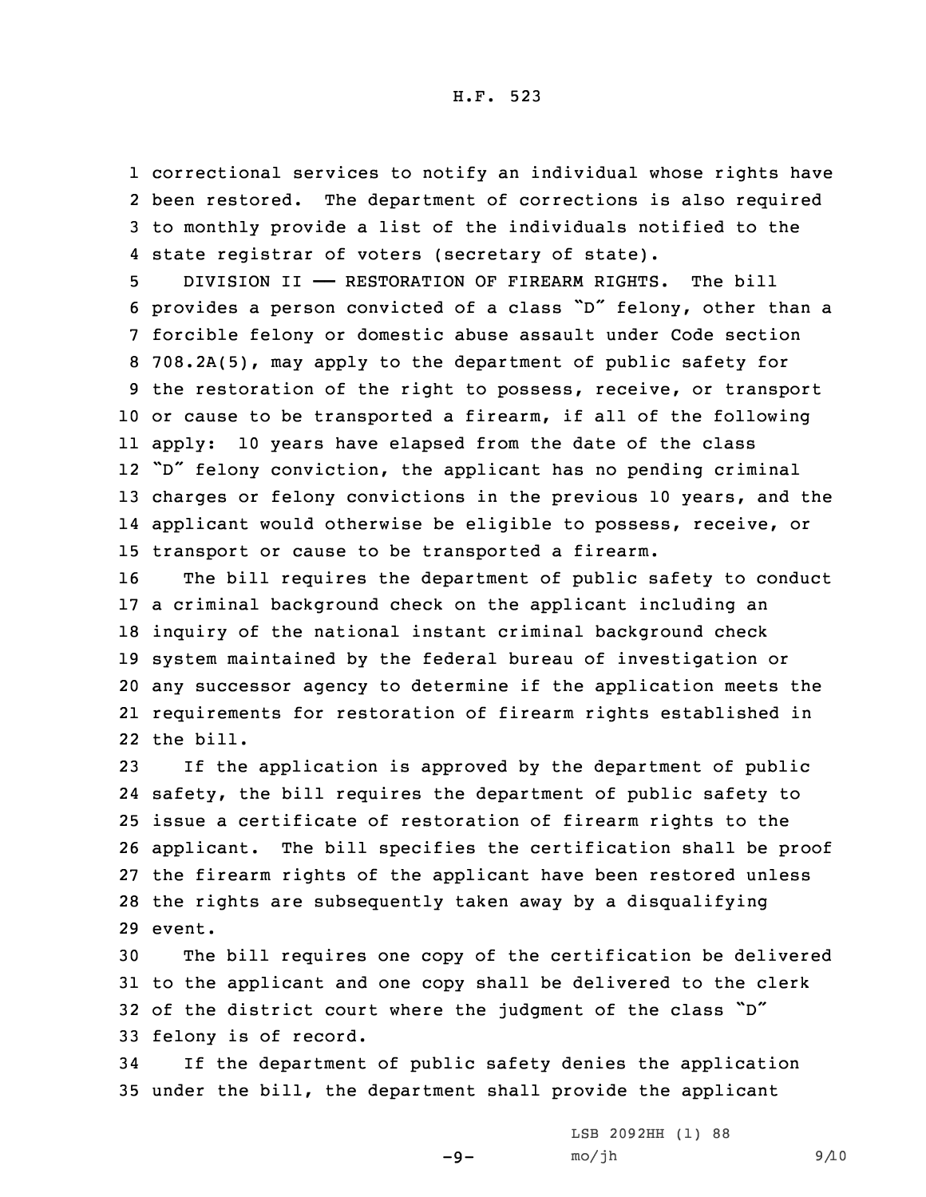correctional services to notify an individual whose rights have been restored. The department of corrections is also required to monthly provide a list of the individuals notified to the state registrar of voters (secretary of state).

DIVISION II —— RESTORATION OF FIREARM RIGHTS. The bill provides a person convicted of a class "D" felony, other than a forcible felony or domestic abuse assault under Code section 708.2A(5), may apply to the department of public safety for the restoration of the right to possess, receive, or transport or cause to be transported a firearm, if all of the following apply: 10 years have elapsed from the date of the class "D" felony conviction, the applicant has no pending criminal charges or felony convictions in the previous 10 years, and the applicant would otherwise be eligible to possess, receive, or transport or cause to be transported a firearm.

The bill requires the department of public safety to conduct a criminal background check on the applicant including an inquiry of the national instant criminal background check system maintained by the federal bureau of investigation or any successor agency to determine if the application meets the requirements for restoration of firearm rights established in the bill.

If the application is approved by the department of public safety, the bill requires the department of public safety to issue a certificate of restoration of firearm rights to the applicant. The bill specifies the certification shall be proof the firearm rights of the applicant have been restored unless the rights are subsequently taken away by a disqualifying event.

The bill requires one copy of the certification be delivered to the applicant and one copy shall be delivered to the clerk of the district court where the judgment of the class "D" felony is of record.

If the department of public safety denies the application under the bill, the department shall provide the applicant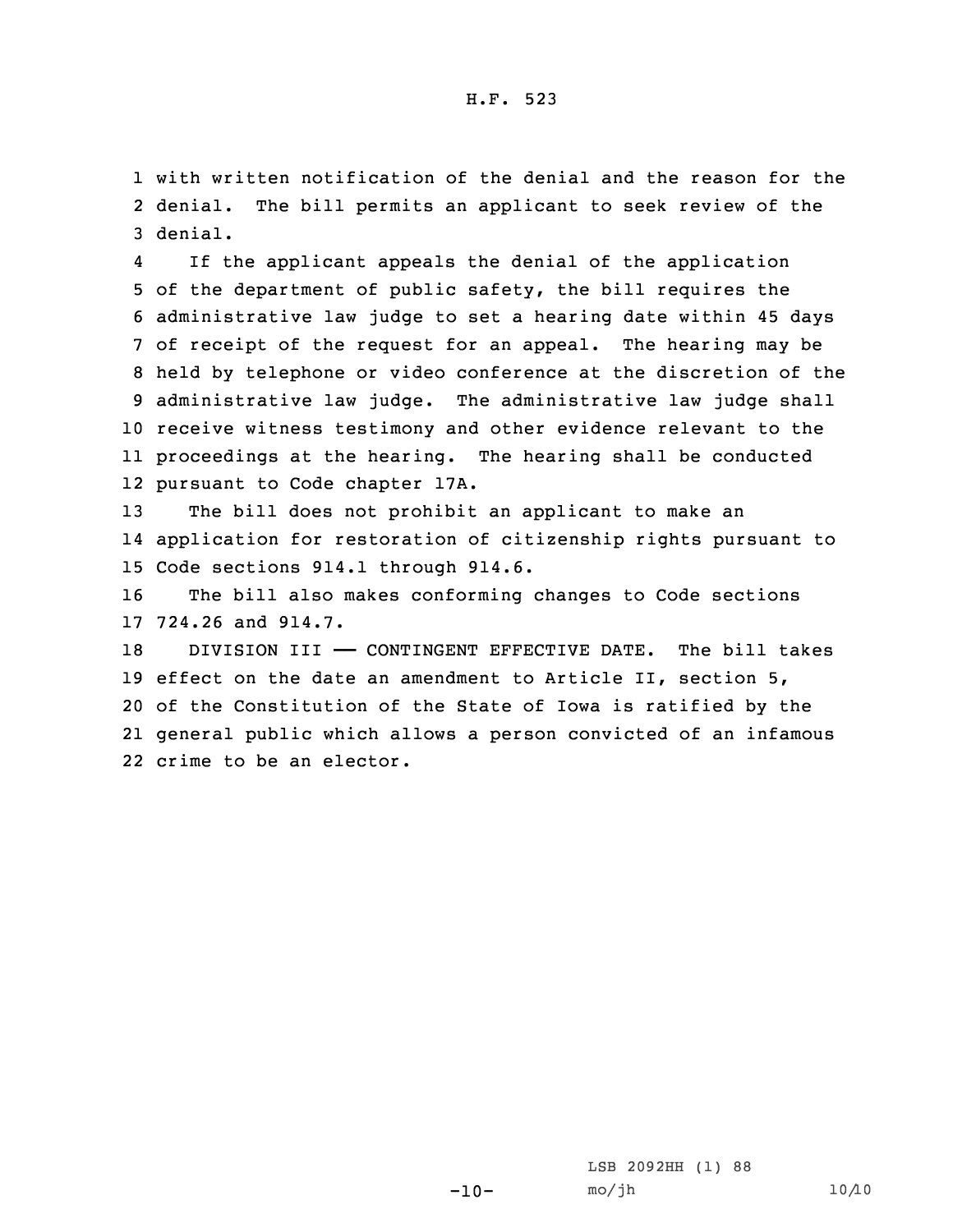with written notification of the denial and the reason for the denial. The bill permits an applicant to seek review of the denial.

If the applicant appeals the denial of the application of the department of public safety, the bill requires the administrative law judge to set a hearing date within 45 days of receipt of the request for an appeal. The hearing may be held by telephone or video conference at the discretion of the administrative law judge. The administrative law judge shall receive witness testimony and other evidence relevant to the proceedings at the hearing. The hearing shall be conducted pursuant to Code chapter 17A.

The bill does not prohibit an applicant to make an application for restoration of citizenship rights pursuant to Code sections 914.1 through 914.6.

The bill also makes conforming changes to Code sections 724.26 and 914.7.

DIVISION III —— CONTINGENT EFFECTIVE DATE. The bill takes effect on the date an amendment to Article II, section 5, of the Constitution of the State of Iowa is ratified by the general public which allows a person convicted of an infamous crime to be an elector.

LSB 2092HH (1) 88
mo/jh